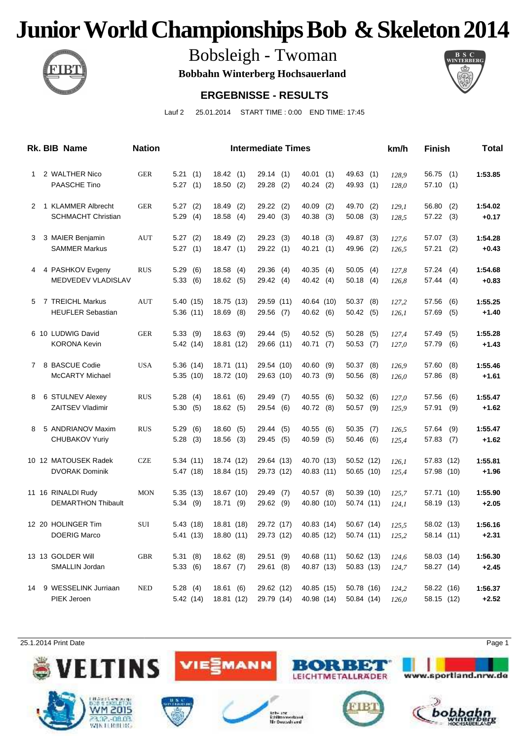# Junior World Championships Bob & Skeleton 2014

## Bobsleigh - Twoman

**Bobbahn Winterberg Hochsauerland**

### ERGEBNISSE - RESULTS

Lauf 2 25.01.2014 START TIME : 0:00 END TIME: 17:45

| Rk. | BIB | Name | Nation | Intermediate Times | | | | | km/h | Finish | Total |
|---|---|---|---|---|---|---|---|---|---|---|---|
| 1 | 2 | WALTHER Nico | GER | 5.21 (1) | 18.42 (1) | 29.14 (1) | 40.01 (1) | 49.63 (1) | *128,9* | 56.75 (1) | **1:53.85** |
| | | PAASCHE Tino | | 5.27 (1) | 18.50 (2) | 29.28 (2) | 40.24 (2) | 49.93 (1) | *128,0* | 57.10 (1) | |
| 2 | 1 | KLAMMER Albrecht | GER | 5.27 (2) | 18.49 (2) | 29.22 (2) | 40.09 (2) | 49.70 (2) | *129,1* | 56.80 (2) | **1:54.02** |
| | | SCHMACHT Christian | | 5.29 (4) | 18.58 (4) | 29.40 (3) | 40.38 (3) | 50.08 (3) | *128,5* | 57.22 (3) | **+0.17** |
| 3 | 3 | MAIER Benjamin | AUT | 5.27 (2) | 18.49 (2) | 29.23 (3) | 40.18 (3) | 49.87 (3) | *127,6* | 57.07 (3) | **1:54.28** |
| | | SAMMER Markus | | 5.27 (1) | 18.47 (1) | 29.22 (1) | 40.21 (1) | 49.96 (2) | *126,5* | 57.21 (2) | **+0.43** |
| 4 | 4 | PASHKOV Evgeny | RUS | 5.29 (6) | 18.58 (4) | 29.36 (4) | 40.35 (4) | 50.05 (4) | *127,8* | 57.24 (4) | **1:54.68** |
| | | MEDVEDEV VLADISLAV | | 5.33 (6) | 18.62 (5) | 29.42 (4) | 40.42 (4) | 50.18 (4) | *126,8* | 57.44 (4) | **+0.83** |
| 5 | 7 | TREICHL Markus | AUT | 5.40 (15) | 18.75 (13) | 29.59 (11) | 40.64 (10) | 50.37 (8) | *127,2* | 57.56 (6) | **1:55.25** |
| | | HEUFLER Sebastian | | 5.36 (11) | 18.69 (8) | 29.56 (7) | 40.62 (6) | 50.42 (5) | *126,1* | 57.69 (5) | **+1.40** |
| 6 | 10 | LUDWIG David | GER | 5.33 (9) | 18.63 (9) | 29.44 (5) | 40.52 (5) | 50.28 (5) | *127,4* | 57.49 (5) | **1:55.28** |
| | | KORONA Kevin | | 5.42 (14) | 18.81 (12) | 29.66 (11) | 40.71 (7) | 50.53 (7) | *127,0* | 57.79 (6) | **+1.43** |
| 7 | 8 | BASCUE Codie | USA | 5.36 (14) | 18.71 (11) | 29.54 (10) | 40.60 (9) | 50.37 (8) | *126,9* | 57.60 (8) | **1:55.46** |
| | | McCARTY Michael | | 5.35 (10) | 18.72 (10) | 29.63 (10) | 40.73 (9) | 50.56 (8) | *126,0* | 57.86 (8) | **+1.61** |
| 8 | 6 | STULNEV Alexey | RUS | 5.28 (4) | 18.61 (6) | 29.49 (7) | 40.55 (6) | 50.32 (6) | *127,0* | 57.56 (6) | **1:55.47** |
| | | ZAITSEV Vladimir | | 5.30 (5) | 18.62 (5) | 29.54 (6) | 40.72 (8) | 50.57 (9) | *125,9* | 57.91 (9) | **+1.62** |
| 8 | 5 | ANDRIANOV Maxim | RUS | 5.29 (6) | 18.60 (5) | 29.44 (5) | 40.55 (6) | 50.35 (7) | *126,5* | 57.64 (9) | **1:55.47** |
| | | CHUBAKOV Yuriy | | 5.28 (3) | 18.56 (3) | 29.45 (5) | 40.59 (5) | 50.46 (6) | *125,4* | 57.83 (7) | **+1.62** |
| 10 | 12 | MATOUSEK Radek | CZE | 5.34 (11) | 18.74 (12) | 29.64 (13) | 40.70 (13) | 50.52 (12) | *126,1* | 57.83 (12) | **1:55.81** |
| | | DVORAK Dominik | | 5.47 (18) | 18.84 (15) | 29.73 (12) | 40.83 (11) | 50.65 (10) | *125,4* | 57.98 (10) | **+1.96** |
| 11 | 16 | RINALDI Rudy | MON | 5.35 (13) | 18.67 (10) | 29.49 (7) | 40.57 (8) | 50.39 (10) | *125,7* | 57.71 (10) | **1:55.90** |
| | | DEMARTHON Thibault | | 5.34 (9) | 18.71 (9) | 29.62 (9) | 40.80 (10) | 50.74 (11) | *124,1* | 58.19 (13) | **+2.05** |
| 12 | 20 | HOLINGER Tim | SUI | 5.43 (18) | 18.81 (18) | 29.72 (17) | 40.83 (14) | 50.67 (14) | *125,5* | 58.02 (13) | **1:56.16** |
| | | DOERIG Marco | | 5.41 (13) | 18.80 (11) | 29.73 (12) | 40.85 (12) | 50.74 (11) | *125,2* | 58.14 (11) | **+2.31** |
| 13 | 13 | GOLDER Will | GBR | 5.31 (8) | 18.62 (8) | 29.51 (9) | 40.68 (11) | 50.62 (13) | *124,6* | 58.03 (14) | **1:56.30** |
| | | SMALLIN Jordan | | 5.33 (6) | 18.67 (7) | 29.61 (8) | 40.87 (13) | 50.83 (13) | *124,7* | 58.27 (14) | **+2.45** |
| 14 | 9 | WESSELINK Jurriaan | NED | 5.28 (4) | 18.61 (6) | 29.62 (12) | 40.85 (15) | 50.78 (16) | *124,2* | 58.22 (16) | **1:56.37** |
| | | PIEK Jeroen | | 5.42 (14) | 18.81 (12) | 29.79 (14) | 40.98 (14) | 50.84 (14) | *126,0* | 58.15 (12) | **+2.52** |

25.1.2014 Print Date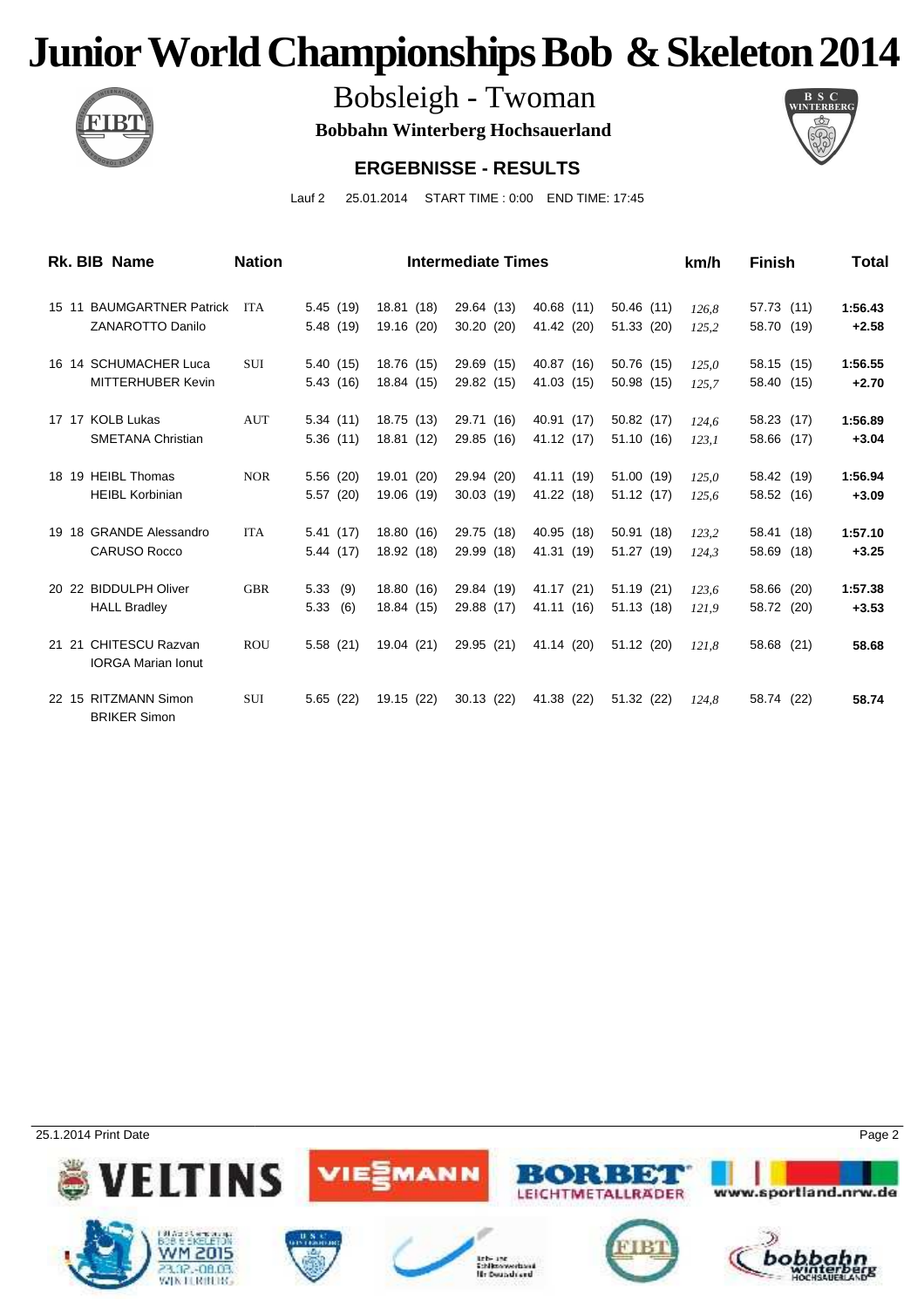# Junior World Championships Bob & Skeleton 2014

## Bobsleigh - Twoman

**Bobbahn Winterberg Hochsauerland**

### ERGEBNISSE - RESULTS

Lauf 2 25.01.2014 START TIME : 0:00 END TIME: 17:45

| Rk. | BIB | Name | Nation | Intermediate Times | | | | | km/h | Finish | Total |
|---|---|---|---|---|---|---|---|---|---|---|---|
| 15 | 11 | BAUMGARTNER Patrick | ITA | 5.45 (19) | 18.81 (18) | 29.64 (13) | 40.68 (11) | 50.46 (11) | *126,8* | 57.73 (11) | **1:56.43** |
| | | ZANAROTTO Danilo | | 5.48 (19) | 19.16 (20) | 30.20 (20) | 41.42 (20) | 51.33 (20) | *125,2* | 58.70 (19) | **+2.58** |
| 16 | 14 | SCHUMACHER Luca | SUI | 5.40 (15) | 18.76 (15) | 29.69 (15) | 40.87 (16) | 50.76 (15) | *125,0* | 58.15 (15) | **1:56.55** |
| | | MITTERHUBER Kevin | | 5.43 (16) | 18.84 (15) | 29.82 (15) | 41.03 (15) | 50.98 (15) | *125,7* | 58.40 (15) | **+2.70** |
| 17 | 17 | KOLB Lukas | AUT | 5.34 (11) | 18.75 (13) | 29.71 (16) | 40.91 (17) | 50.82 (17) | *124,6* | 58.23 (17) | **1:56.89** |
| | | SMETANA Christian | | 5.36 (11) | 18.81 (12) | 29.85 (16) | 41.12 (17) | 51.10 (16) | *123,1* | 58.66 (17) | **+3.04** |
| 18 | 19 | HEIBL Thomas | NOR | 5.56 (20) | 19.01 (20) | 29.94 (20) | 41.11 (19) | 51.00 (19) | *125,0* | 58.42 (19) | **1:56.94** |
| | | HEIBL Korbinian | | 5.57 (20) | 19.06 (19) | 30.03 (19) | 41.22 (18) | 51.12 (17) | *125,6* | 58.52 (16) | **+3.09** |
| 19 | 18 | GRANDE Alessandro | ITA | 5.41 (17) | 18.80 (16) | 29.75 (18) | 40.95 (18) | 50.91 (18) | *123,2* | 58.41 (18) | **1:57.10** |
| | | CARUSO Rocco | | 5.44 (17) | 18.92 (18) | 29.99 (18) | 41.31 (19) | 51.27 (19) | *124,3* | 58.69 (18) | **+3.25** |
| 20 | 22 | BIDDULPH Oliver | GBR | 5.33 (9) | 18.80 (16) | 29.84 (19) | 41.17 (21) | 51.19 (21) | *123,6* | 58.66 (20) | **1:57.38** |
| | | HALL Bradley | | 5.33 (6) | 18.84 (15) | 29.88 (17) | 41.11 (16) | 51.13 (18) | *121,9* | 58.72 (20) | **+3.53** |
| 21 | 21 | CHITESCU Razvan | ROU | 5.58 (21) | 19.04 (21) | 29.95 (21) | 41.14 (20) | 51.12 (20) | *121,8* | 58.68 (21) | **58.68** |
| | | IORGA Marian Ionut | | | | | | | | | |
| 22 | 15 | RITZMANN Simon | SUI | 5.65 (22) | 19.15 (22) | 30.13 (22) | 41.38 (22) | 51.32 (22) | *124,8* | 58.74 (22) | **58.74** |
| | | BRIKER Simon | | | | | | | | | |

25.1.2014 Print Date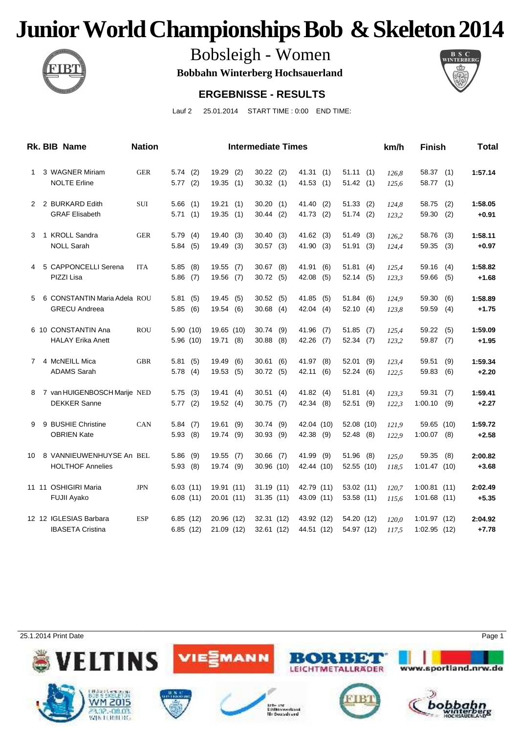# Junior World Championships Bob & Skeleton 2014

## Bobsleigh - Women

**Bobbahn Winterberg Hochsauerland**

### ERGEBNISSE - RESULTS

Lauf 2 25.01.2014 START TIME : 0:00 END TIME:

| Rk. | BIB | Name | Nation | Intermediate Times | | | | | km/h | Finish | Total |
|---|---|---|---|---|---|---|---|---|---|---|---|
| 1 | 3 | WAGNER Miriam | GER | 5.74 (2) | 19.29 (2) | 30.22 (2) | 41.31 (1) | 51.11 (1) | *126,8* | 58.37 (1) | **1:57.14** |
| | | NOLTE Erline | | 5.77 (2) | 19.35 (1) | 30.32 (1) | 41.53 (1) | 51.42 (1) | *125,6* | 58.77 (1) | |
| 2 | 2 | BURKARD Edith | SUI | 5.66 (1) | 19.21 (1) | 30.20 (1) | 41.40 (2) | 51.33 (2) | *124,8* | 58.75 (2) | **1:58.05** |
| | | GRAF Elisabeth | | 5.71 (1) | 19.35 (1) | 30.44 (2) | 41.73 (2) | 51.74 (2) | *123,2* | 59.30 (2) | **+0.91** |
| 3 | 1 | KROLL Sandra | GER | 5.79 (4) | 19.40 (3) | 30.40 (3) | 41.62 (3) | 51.49 (3) | *126,2* | 58.76 (3) | **1:58.11** |
| | | NOLL Sarah | | 5.84 (5) | 19.49 (3) | 30.57 (3) | 41.90 (3) | 51.91 (3) | *124,4* | 59.35 (3) | **+0.97** |
| 4 | 5 | CAPPONCELLI Serena | ITA | 5.85 (8) | 19.55 (7) | 30.67 (8) | 41.91 (6) | 51.81 (4) | *125,4* | 59.16 (4) | **1:58.82** |
| | | PIZZI Lisa | | 5.86 (7) | 19.56 (7) | 30.72 (5) | 42.08 (5) | 52.14 (5) | *123,3* | 59.66 (5) | **+1.68** |
| 5 | 6 | CONSTANTIN Maria Adela | ROU | 5.81 (5) | 19.45 (5) | 30.52 (5) | 41.85 (5) | 51.84 (6) | *124,9* | 59.30 (6) | **1:58.89** |
| | | GRECU Andreea | | 5.85 (6) | 19.54 (6) | 30.68 (4) | 42.04 (4) | 52.10 (4) | *123,8* | 59.59 (4) | **+1.75** |
| 6 | 10 | CONSTANTIN Ana | ROU | 5.90 (10) | 19.65 (10) | 30.74 (9) | 41.96 (7) | 51.85 (7) | *125,4* | 59.22 (5) | **1:59.09** |
| | | HALAY Erika Anett | | 5.96 (10) | 19.71 (8) | 30.88 (8) | 42.26 (7) | 52.34 (7) | *123,2* | 59.87 (7) | **+1.95** |
| 7 | 4 | McNEILL Mica | GBR | 5.81 (5) | 19.49 (6) | 30.61 (6) | 41.97 (8) | 52.01 (9) | *123,4* | 59.51 (9) | **1:59.34** |
| | | ADAMS Sarah | | 5.78 (4) | 19.53 (5) | 30.72 (5) | 42.11 (6) | 52.24 (6) | *122,5* | 59.83 (6) | **+2.20** |
| 8 | 7 | van HUIGENBOSCH Marije | NED | 5.75 (3) | 19.41 (4) | 30.51 (4) | 41.82 (4) | 51.81 (4) | *123,3* | 59.31 (7) | **1:59.41** |
| | | DEKKER Sanne | | 5.77 (2) | 19.52 (4) | 30.75 (7) | 42.34 (8) | 52.51 (9) | *122,3* | 1:00.10 (9) | **+2.27** |
| 9 | 9 | BUSHIE Christine | CAN | 5.84 (7) | 19.61 (9) | 30.74 (9) | 42.04 (10) | 52.08 (10) | *121,9* | 59.65 (10) | **1:59.72** |
| | | OBRIEN Kate | | 5.93 (8) | 19.74 (9) | 30.93 (9) | 42.38 (9) | 52.48 (8) | *122,9* | 1:00.07 (8) | **+2.58** |
| 10 | 8 | VANNIEUWENHUYSE An | BEL | 5.86 (9) | 19.55 (7) | 30.66 (7) | 41.99 (9) | 51.96 (8) | *125,0* | 59.35 (8) | **2:00.82** |
| | | HOLTHOF Annelies | | 5.93 (8) | 19.74 (9) | 30.96 (10) | 42.44 (10) | 52.55 (10) | *118,5* | 1:01.47 (10) | **+3.68** |
| 11 | 11 | OSHIGIRI Maria | JPN | 6.03 (11) | 19.91 (11) | 31.19 (11) | 42.79 (11) | 53.02 (11) | *120,7* | 1:00.81 (11) | **2:02.49** |
| | | FUJII Ayako | | 6.08 (11) | 20.01 (11) | 31.35 (11) | 43.09 (11) | 53.58 (11) | *115,6* | 1:01.68 (11) | **+5.35** |
| 12 | 12 | IGLESIAS Barbara | ESP | 6.85 (12) | 20.96 (12) | 32.31 (12) | 43.92 (12) | 54.20 (12) | *120,0* | 1:01.97 (12) | **2:04.92** |
| | | IBASETA Cristina | | 6.85 (12) | 21.09 (12) | 32.61 (12) | 44.51 (12) | 54.97 (12) | *117,5* | 1:02.95 (12) | **+7.78** |

25.1.2014 Print Date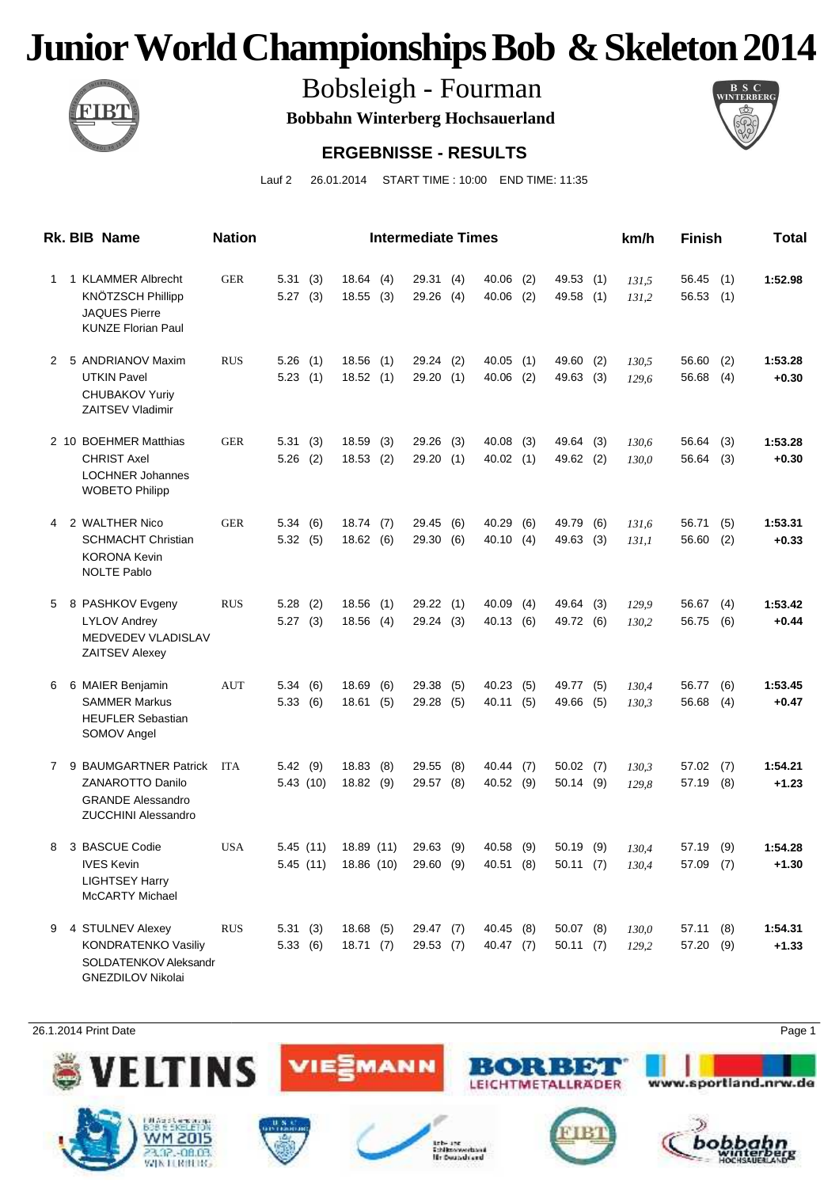# Junior World Championships Bob & Skeleton 2014

## Bobsleigh - Fourman

**Bobbahn Winterberg Hochsauerland**

### ERGEBNISSE - RESULTS

Lauf 2 26.01.2014 START TIME : 10:00 END TIME: 11:35

| Rk. | BIB | Name | Nation | Intermediate Times | | | | | km/h | Finish | Total |
|---|---|---|---|---|---|---|---|---|---|---|---|
| 1 | 1 | KLAMMER Albrecht<br>KNÖTZSCH Phillipp<br>JAQUES Pierre<br>KUNZE Florian Paul | GER | 5.31 (3)<br>5.27 (3) | 18.64 (4)<br>18.55 (3) | 29.31 (4)<br>29.26 (4) | 40.06 (2)<br>40.06 (2) | 49.53 (1)<br>49.58 (1) | *131,5*<br>*131,2* | 56.45 (1)<br>56.53 (1) | **1:52.98** |
| 2 | 5 | ANDRIANOV Maxim<br>UTKIN Pavel<br>CHUBAKOV Yuriy<br>ZAITSEV Vladimir | RUS | 5.26 (1)<br>5.23 (1) | 18.56 (1)<br>18.52 (1) | 29.24 (2)<br>29.20 (1) | 40.05 (1)<br>40.06 (2) | 49.60 (2)<br>49.63 (3) | *130,5*<br>*129,6* | 56.60 (2)<br>56.68 (4) | **1:53.28**<br>**+0.30** |
| 2 | 10 | BOEHMER Matthias<br>CHRIST Axel<br>LOCHNER Johannes<br>WOBETO Philipp | GER | 5.31 (3)<br>5.26 (2) | 18.59 (3)<br>18.53 (2) | 29.26 (3)<br>29.20 (1) | 40.08 (3)<br>40.02 (1) | 49.64 (3)<br>49.62 (2) | *130,6*<br>*130,0* | 56.64 (3)<br>56.64 (3) | **1:53.28**<br>**+0.30** |
| 4 | 2 | WALTHER Nico<br>SCHMACHT Christian<br>KORONA Kevin<br>NOLTE Pablo | GER | 5.34 (6)<br>5.32 (5) | 18.74 (7)<br>18.62 (6) | 29.45 (6)<br>29.30 (6) | 40.29 (6)<br>40.10 (4) | 49.79 (6)<br>49.63 (3) | *131,6*<br>*131,1* | 56.71 (5)<br>56.60 (2) | **1:53.31**<br>**+0.33** |
| 5 | 8 | PASHKOV Evgeny<br>LYLOV Andrey<br>MEDVEDEV VLADISLAV<br>ZAITSEV Alexey | RUS | 5.28 (2)<br>5.27 (3) | 18.56 (1)<br>18.56 (4) | 29.22 (1)<br>29.24 (3) | 40.09 (4)<br>40.13 (6) | 49.64 (3)<br>49.72 (6) | *129,9*<br>*130,2* | 56.67 (4)<br>56.75 (6) | **1:53.42**<br>**+0.44** |
| 6 | 6 | MAIER Benjamin<br>SAMMER Markus<br>HEUFLER Sebastian<br>SOMOV Angel | AUT | 5.34 (6)<br>5.33 (6) | 18.69 (6)<br>18.61 (5) | 29.38 (5)<br>29.28 (5) | 40.23 (5)<br>40.11 (5) | 49.77 (5)<br>49.66 (5) | *130,4*<br>*130,3* | 56.77 (6)<br>56.68 (4) | **1:53.45**<br>**+0.47** |
| 7 | 9 | BAUMGARTNER Patrick<br>ZANAROTTO Danilo<br>GRANDE Alessandro<br>ZUCCHINI Alessandro | ITA | 5.42 (9)<br>5.43 (10) | 18.83 (8)<br>18.82 (9) | 29.55 (8)<br>29.57 (8) | 40.44 (7)<br>40.52 (9) | 50.02 (7)<br>50.14 (9) | *130,3*<br>*129,8* | 57.02 (7)<br>57.19 (8) | **1:54.21**<br>**+1.23** |
| 8 | 3 | BASCUE Codie<br>IVES Kevin<br>LIGHTSEY Harry<br>McCARTY Michael | USA | 5.45 (11)<br>5.45 (11) | 18.89 (11)<br>18.86 (10) | 29.63 (9)<br>29.60 (9) | 40.58 (9)<br>40.51 (8) | 50.19 (9)<br>50.11 (7) | *130,4*<br>*130,4* | 57.19 (9)<br>57.09 (7) | **1:54.28**<br>**+1.30** |
| 9 | 4 | STULNEV Alexey<br>KONDRATENKO Vasiliy<br>SOLDATENKOV Aleksandr<br>GNEZDILOV Nikolai | RUS | 5.31 (3)<br>5.33 (6) | 18.68 (5)<br>18.71 (7) | 29.47 (7)<br>29.53 (7) | 40.45 (8)<br>40.47 (7) | 50.07 (8)<br>50.11 (7) | *130,0*<br>*129,2* | 57.11 (8)<br>57.20 (9) | **1:54.31**<br>**+1.33** |

26.1.2014 Print Date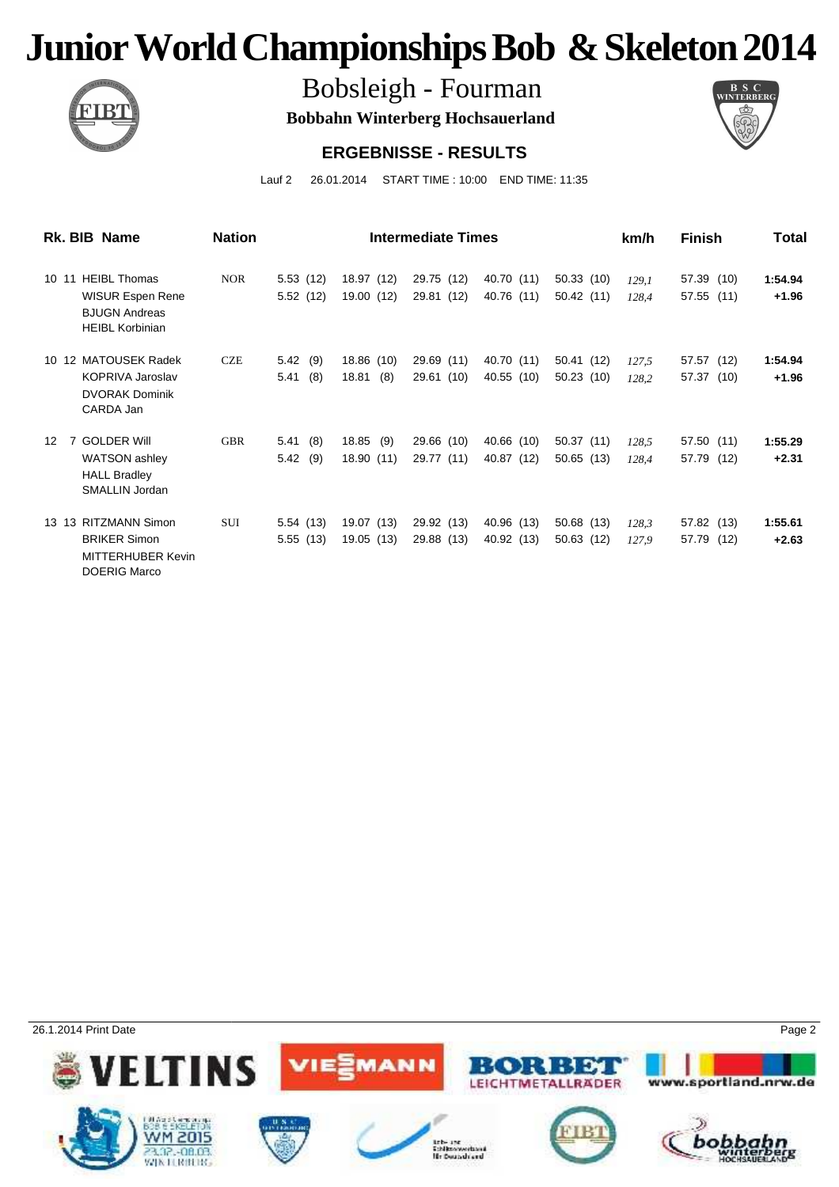# Junior World Championships Bob & Skeleton 2014

## Bobsleigh - Fourman

**Bobbahn Winterberg Hochsauerland**

### ERGEBNISSE - RESULTS

Lauf 2 26.01.2014 START TIME : 10:00 END TIME: 11:35

| Rk. | BIB | Name | Nation | Intermediate Times | | | | | km/h | Finish | Total |
|---|---|---|---|---|---|---|---|---|---|---|---|
| 10 | 11 | HEIBL Thomas | NOR | 5.53 (12) | 18.97 (12) | 29.75 (12) | 40.70 (11) | 50.33 (10) | *129,1* | 57.39 (10) | **1:54.94** |
| | | WISUR Espen Rene | | 5.52 (12) | 19.00 (12) | 29.81 (12) | 40.76 (11) | 50.42 (11) | *128,4* | 57.55 (11) | **+1.96** |
| | | BJUGN Andreas | | | | | | | | | |
| | | HEIBL Korbinian | | | | | | | | | |
| 10 | 12 | MATOUSEK Radek | CZE | 5.42 (9) | 18.86 (10) | 29.69 (11) | 40.70 (11) | 50.41 (12) | *127,5* | 57.57 (12) | **1:54.94** |
| | | KOPRIVA Jaroslav | | 5.41 (8) | 18.81 (8) | 29.61 (10) | 40.55 (10) | 50.23 (10) | *128,2* | 57.37 (10) | **+1.96** |
| | | DVORAK Dominik | | | | | | | | | |
| | | CARDA Jan | | | | | | | | | |
| 12 | 7 | GOLDER Will | GBR | 5.41 (8) | 18.85 (9) | 29.66 (10) | 40.66 (10) | 50.37 (11) | *128,5* | 57.50 (11) | **1:55.29** |
| | | WATSON ashley | | 5.42 (9) | 18.90 (11) | 29.77 (11) | 40.87 (12) | 50.65 (13) | *128,4* | 57.79 (12) | **+2.31** |
| | | HALL Bradley | | | | | | | | | |
| | | SMALLIN Jordan | | | | | | | | | |
| 13 | 13 | RITZMANN Simon | SUI | 5.54 (13) | 19.07 (13) | 29.92 (13) | 40.96 (13) | 50.68 (13) | *128,3* | 57.82 (13) | **1:55.61** |
| | | BRIKER Simon | | 5.55 (13) | 19.05 (13) | 29.88 (13) | 40.92 (13) | 50.63 (12) | *127,9* | 57.79 (12) | **+2.63** |
| | | MITTERHUBER Kevin | | | | | | | | | |
| | | DOERIG Marco | | | | | | | | | |

26.1.2014 Print Date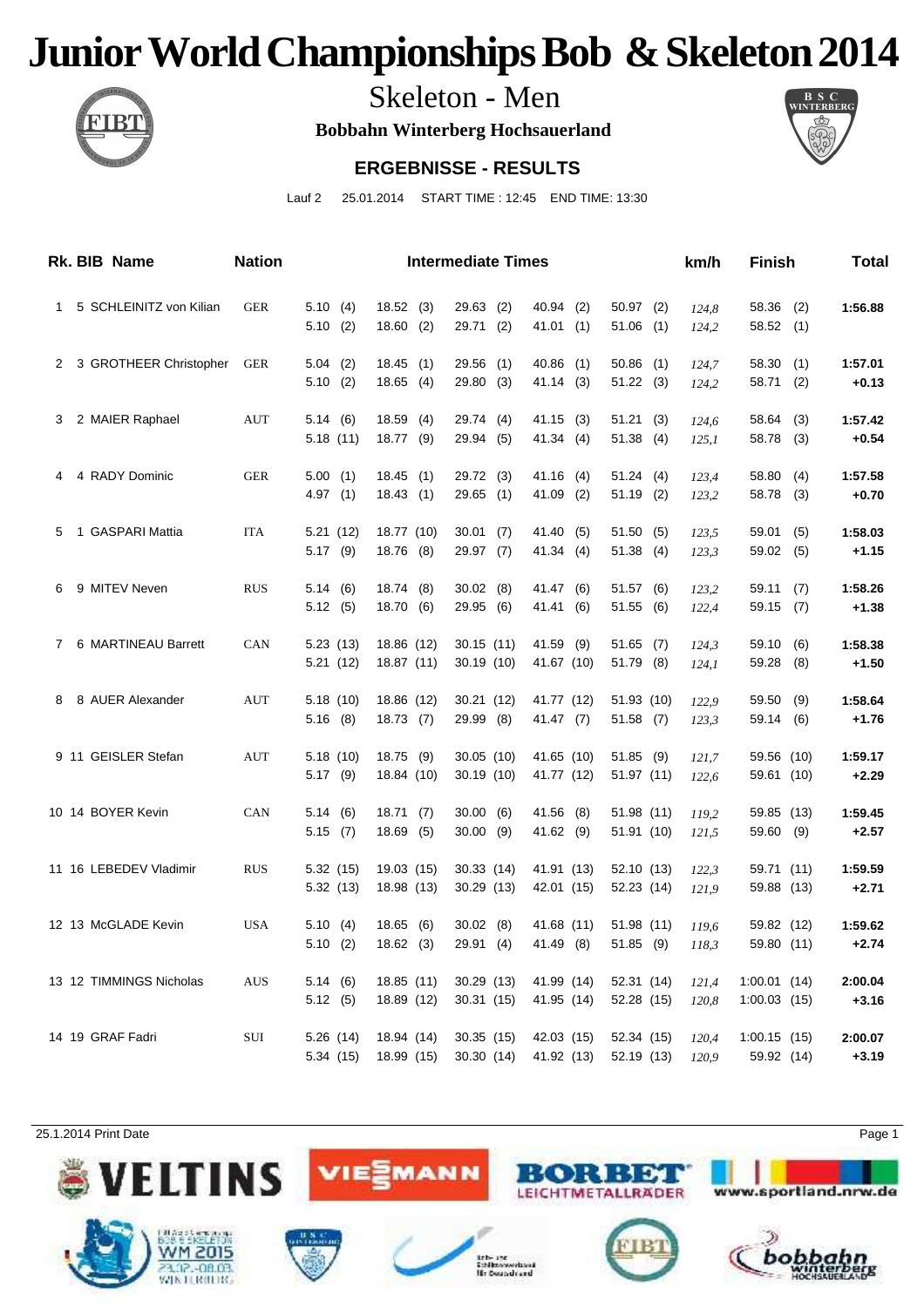# Junior World Championships Bob & Skeleton 2014

## Skeleton - Men

**Bobbahn Winterberg Hochsauerland**

### ERGEBNISSE - RESULTS

Lauf 2 25.01.2014 START TIME : 12:45 END TIME: 13:30

| Rk. | BIB | Name | Nation | Intermediate Times | | | | | km/h | Finish | Total |
|---|---|---|---|---|---|---|---|---|---|---|---|
| 1 | 5 | SCHLEINITZ von Kilian | GER | 5.10 (4) | 18.52 (3) | 29.63 (2) | 40.94 (2) | 50.97 (2) | 124,8 | 58.36 (2) | 1:56.88 |
| | | | | 5.10 (2) | 18.60 (2) | 29.71 (2) | 41.01 (1) | 51.06 (1) | 124,2 | 58.52 (1) | |
| 2 | 3 | GROTHEER Christopher | GER | 5.04 (2) | 18.45 (1) | 29.56 (1) | 40.86 (1) | 50.86 (1) | 124,7 | 58.30 (1) | 1:57.01 |
| | | | | 5.10 (2) | 18.65 (4) | 29.80 (3) | 41.14 (3) | 51.22 (3) | 124,2 | 58.71 (2) | +0.13 |
| 3 | 2 | MAIER Raphael | AUT | 5.14 (6) | 18.59 (4) | 29.74 (4) | 41.15 (3) | 51.21 (3) | 124,6 | 58.64 (3) | 1:57.42 |
| | | | | 5.18 (11) | 18.77 (9) | 29.94 (5) | 41.34 (4) | 51.38 (4) | 125,1 | 58.78 (3) | +0.54 |
| 4 | 4 | RADY Dominic | GER | 5.00 (1) | 18.45 (1) | 29.72 (3) | 41.16 (4) | 51.24 (4) | 123,4 | 58.80 (4) | 1:57.58 |
| | | | | 4.97 (1) | 18.43 (1) | 29.65 (1) | 41.09 (2) | 51.19 (2) | 123,2 | 58.78 (3) | +0.70 |
| 5 | 1 | GASPARI Mattia | ITA | 5.21 (12) | 18.77 (10) | 30.01 (7) | 41.40 (5) | 51.50 (5) | 123,5 | 59.01 (5) | 1:58.03 |
| | | | | 5.17 (9) | 18.76 (8) | 29.97 (7) | 41.34 (4) | 51.38 (4) | 123,3 | 59.02 (5) | +1.15 |
| 6 | 9 | MITEV Neven | RUS | 5.14 (6) | 18.74 (8) | 30.02 (8) | 41.47 (6) | 51.57 (6) | 123,2 | 59.11 (7) | 1:58.26 |
| | | | | 5.12 (5) | 18.70 (6) | 29.95 (6) | 41.41 (6) | 51.55 (6) | 122,4 | 59.15 (7) | +1.38 |
| 7 | 6 | MARTINEAU Barrett | CAN | 5.23 (13) | 18.86 (12) | 30.15 (11) | 41.59 (9) | 51.65 (7) | 124,3 | 59.10 (6) | 1:58.38 |
| | | | | 5.21 (12) | 18.87 (11) | 30.19 (10) | 41.67 (10) | 51.79 (8) | 124,1 | 59.28 (8) | +1.50 |
| 8 | 8 | AUER Alexander | AUT | 5.18 (10) | 18.86 (12) | 30.21 (12) | 41.77 (12) | 51.93 (10) | 122,9 | 59.50 (9) | 1:58.64 |
| | | | | 5.16 (8) | 18.73 (7) | 29.99 (8) | 41.47 (7) | 51.58 (7) | 123,3 | 59.14 (6) | +1.76 |
| 9 | 11 | GEISLER Stefan | AUT | 5.18 (10) | 18.75 (9) | 30.05 (10) | 41.65 (10) | 51.85 (9) | 121,7 | 59.56 (10) | 1:59.17 |
| | | | | 5.17 (9) | 18.84 (10) | 30.19 (10) | 41.77 (12) | 51.97 (11) | 122,6 | 59.61 (10) | +2.29 |
| 10 | 14 | BOYER Kevin | CAN | 5.14 (6) | 18.71 (7) | 30.00 (6) | 41.56 (8) | 51.98 (11) | 119,2 | 59.85 (13) | 1:59.45 |
| | | | | 5.15 (7) | 18.69 (5) | 30.00 (9) | 41.62 (9) | 51.91 (10) | 121,5 | 59.60 (9) | +2.57 |
| 11 | 16 | LEBEDEV Vladimir | RUS | 5.32 (15) | 19.03 (15) | 30.33 (14) | 41.91 (13) | 52.10 (13) | 122,3 | 59.71 (11) | 1:59.59 |
| | | | | 5.32 (13) | 18.98 (13) | 30.29 (13) | 42.01 (15) | 52.23 (14) | 121,9 | 59.88 (13) | +2.71 |
| 12 | 13 | McGLADE Kevin | USA | 5.10 (4) | 18.65 (6) | 30.02 (8) | 41.68 (11) | 51.98 (11) | 119,6 | 59.82 (12) | 1:59.62 |
| | | | | 5.10 (2) | 18.62 (3) | 29.91 (4) | 41.49 (8) | 51.85 (9) | 118,3 | 59.80 (11) | +2.74 |
| 13 | 12 | TIMMINGS Nicholas | AUS | 5.14 (6) | 18.85 (11) | 30.29 (13) | 41.99 (14) | 52.31 (14) | 121,4 | 1:00.01 (14) | 2:00.04 |
| | | | | 5.12 (5) | 18.89 (12) | 30.31 (15) | 41.95 (14) | 52.28 (15) | 120,8 | 1:00.03 (15) | +3.16 |
| 14 | 19 | GRAF Fadri | SUI | 5.26 (14) | 18.94 (14) | 30.35 (15) | 42.03 (15) | 52.34 (15) | 120,4 | 1:00.15 (15) | 2:00.07 |
| | | | | 5.34 (15) | 18.99 (15) | 30.30 (14) | 41.92 (13) | 52.19 (13) | 120,9 | 59.92 (14) | +3.19 |

25.1.2014 Print Date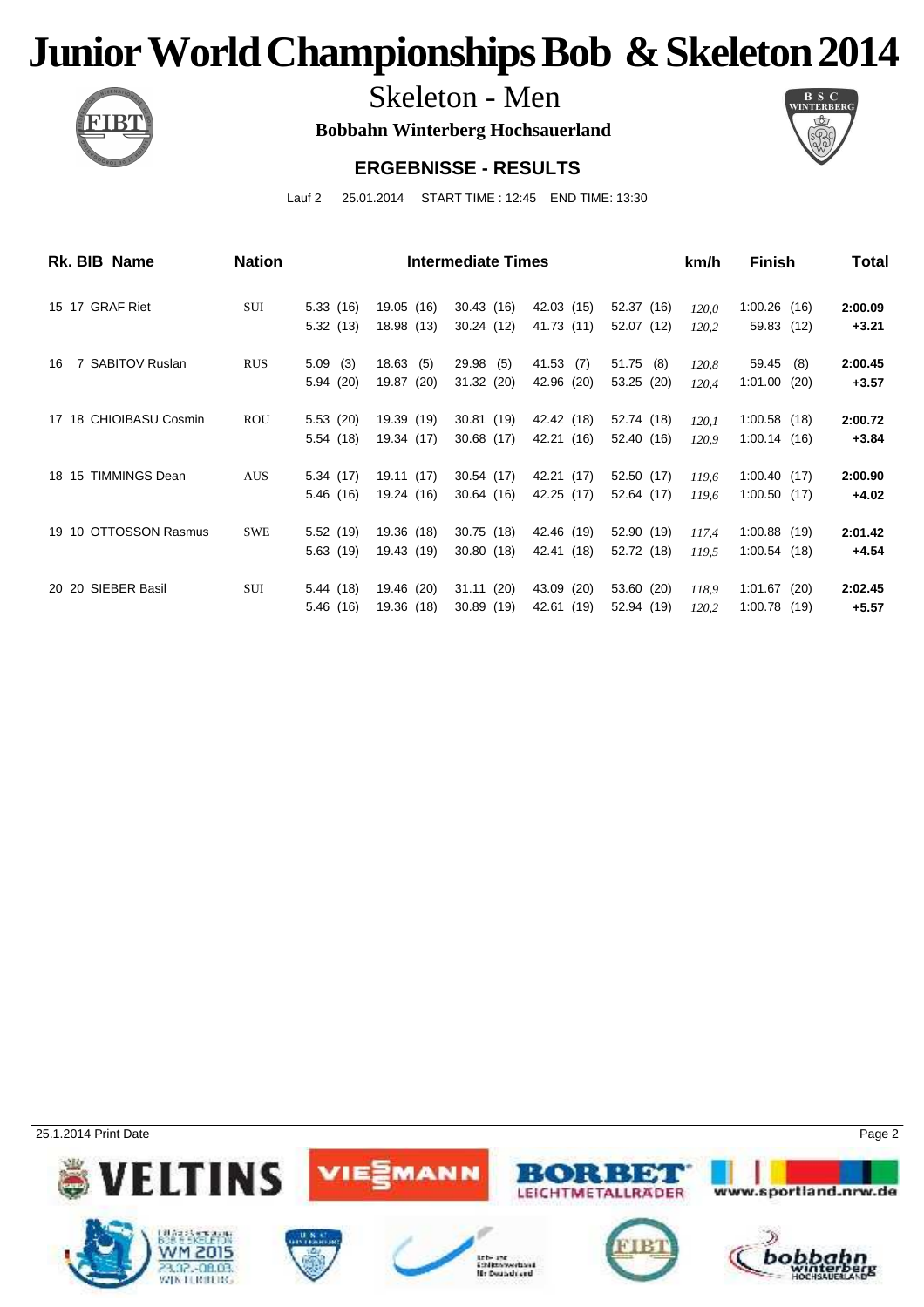# Junior World Championships Bob & Skeleton 2014

## Skeleton - Men

**Bobbahn Winterberg Hochsauerland**

### ERGEBNISSE - RESULTS

Lauf 2 25.01.2014 START TIME : 12:45 END TIME: 13:30

| Rk. | BIB | Name | Nation | Intermediate Times | | | | | km/h | Finish | Total |
|---|---|---|---|---|---|---|---|---|---|---|---|
| 15 | 17 | GRAF Riet | SUI | 5.33 (16) | 19.05 (16) | 30.43 (16) | 42.03 (15) | 52.37 (16) | *120,0* | 1:00.26 (16) | **2:00.09** |
| | | | | 5.32 (13) | 18.98 (13) | 30.24 (12) | 41.73 (11) | 52.07 (12) | *120,2* | 59.83 (12) | **+3.21** |
| 16 | 7 | SABITOV Ruslan | RUS | 5.09 (3) | 18.63 (5) | 29.98 (5) | 41.53 (7) | 51.75 (8) | *120,8* | 59.45 (8) | **2:00.45** |
| | | | | 5.94 (20) | 19.87 (20) | 31.32 (20) | 42.96 (20) | 53.25 (20) | *120,4* | 1:01.00 (20) | **+3.57** |
| 17 | 18 | CHIOIBASU Cosmin | ROU | 5.53 (20) | 19.39 (19) | 30.81 (19) | 42.42 (18) | 52.74 (18) | *120,1* | 1:00.58 (18) | **2:00.72** |
| | | | | 5.54 (18) | 19.34 (17) | 30.68 (17) | 42.21 (16) | 52.40 (16) | *120,9* | 1:00.14 (16) | **+3.84** |
| 18 | 15 | TIMMINGS Dean | AUS | 5.34 (17) | 19.11 (17) | 30.54 (17) | 42.21 (17) | 52.50 (17) | *119,6* | 1:00.40 (17) | **2:00.90** |
| | | | | 5.46 (16) | 19.24 (16) | 30.64 (16) | 42.25 (17) | 52.64 (17) | *119,6* | 1:00.50 (17) | **+4.02** |
| 19 | 10 | OTTOSSON Rasmus | SWE | 5.52 (19) | 19.36 (18) | 30.75 (18) | 42.46 (19) | 52.90 (19) | *117,4* | 1:00.88 (19) | **2:01.42** |
| | | | | 5.63 (19) | 19.43 (19) | 30.80 (18) | 42.41 (18) | 52.72 (18) | *119,5* | 1:00.54 (18) | **+4.54** |
| 20 | 20 | SIEBER Basil | SUI | 5.44 (18) | 19.46 (20) | 31.11 (20) | 43.09 (20) | 53.60 (20) | *118,9* | 1:01.67 (20) | **2:02.45** |
| | | | | 5.46 (16) | 19.36 (18) | 30.89 (19) | 42.61 (19) | 52.94 (19) | *120,2* | 1:00.78 (19) | **+5.57** |

25.1.2014 Print Date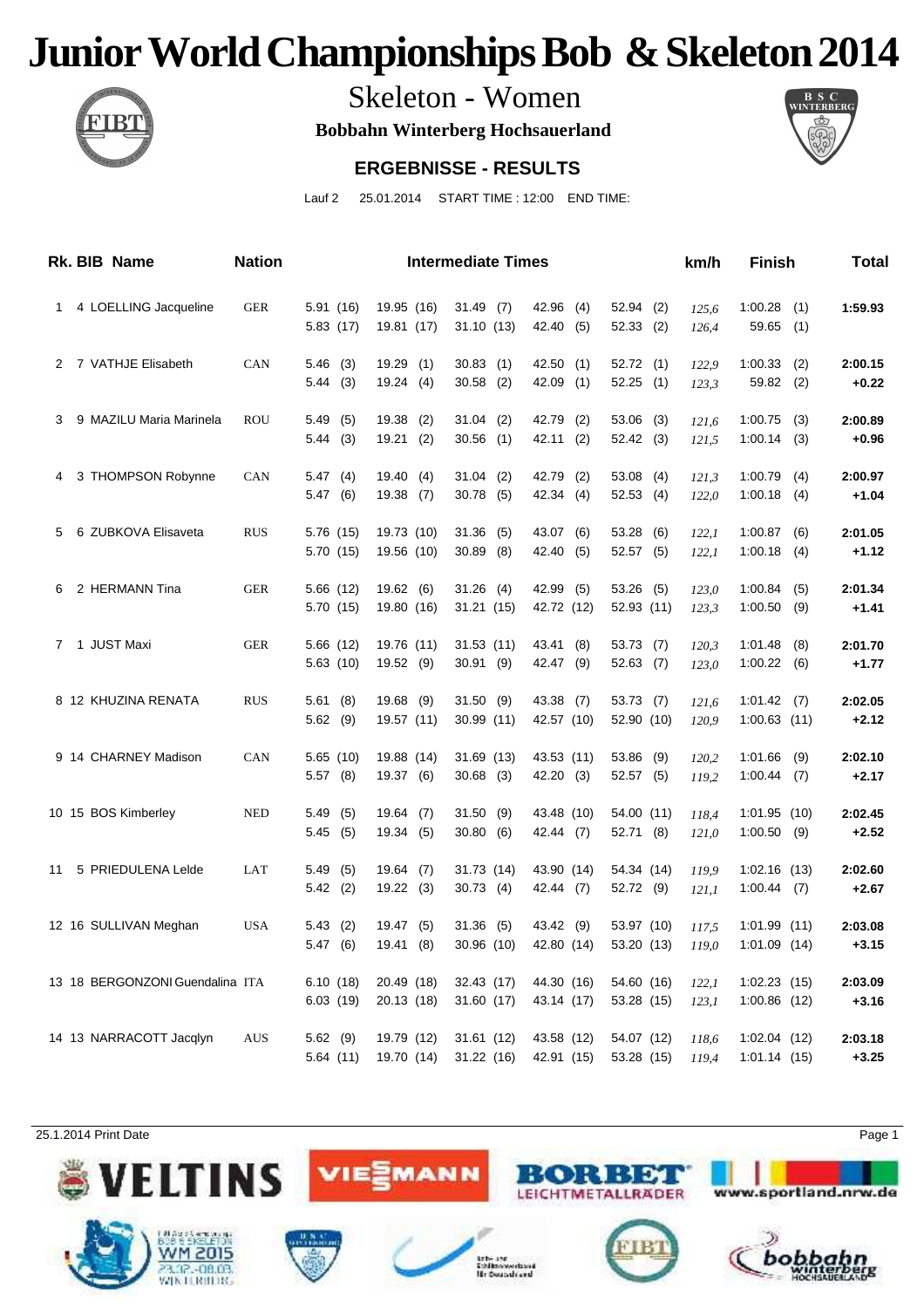# Junior World Championships Bob & Skeleton 2014

## Skeleton - Women

**Bobbahn Winterberg Hochsauerland**

### ERGEBNISSE - RESULTS

Lauf 2 25.01.2014 START TIME : 12:00 END TIME:

| Rk. | BIB | Name | Nation | Intermediate Times | | | | | km/h | Finish | Total |
|---|---|---|---|---|---|---|---|---|---|---|---|
| 1 | 4 | LOELLING Jacqueline | GER | 5.91 (16) | 19.95 (16) | 31.49 (7) | 42.96 (4) | 52.94 (2) | *125,6* | 1:00.28 (1) | **1:59.93** |
| | | | | 5.83 (17) | 19.81 (17) | 31.10 (13) | 42.40 (5) | 52.33 (2) | *126,4* | 59.65 (1) | |
| 2 | 7 | VATHJE Elisabeth | CAN | 5.46 (3) | 19.29 (1) | 30.83 (1) | 42.50 (1) | 52.72 (1) | *122,9* | 1:00.33 (2) | **2:00.15** |
| | | | | 5.44 (3) | 19.24 (4) | 30.58 (2) | 42.09 (1) | 52.25 (1) | *123,3* | 59.82 (2) | **+0.22** |
| 3 | 9 | MAZILU Maria Marinela | ROU | 5.49 (5) | 19.38 (2) | 31.04 (2) | 42.79 (2) | 53.06 (3) | *121,6* | 1:00.75 (3) | **2:00.89** |
| | | | | 5.44 (3) | 19.21 (2) | 30.56 (1) | 42.11 (2) | 52.42 (3) | *121,5* | 1:00.14 (3) | **+0.96** |
| 4 | 3 | THOMPSON Robynne | CAN | 5.47 (4) | 19.40 (4) | 31.04 (2) | 42.79 (2) | 53.08 (4) | *121,3* | 1:00.79 (4) | **2:00.97** |
| | | | | 5.47 (6) | 19.38 (7) | 30.78 (5) | 42.34 (4) | 52.53 (4) | *122,0* | 1:00.18 (4) | **+1.04** |
| 5 | 6 | ZUBKOVA Elisaveta | RUS | 5.76 (15) | 19.73 (10) | 31.36 (5) | 43.07 (6) | 53.28 (6) | *122,1* | 1:00.87 (6) | **2:01.05** |
| | | | | 5.70 (15) | 19.56 (10) | 30.89 (8) | 42.40 (5) | 52.57 (5) | *122,1* | 1:00.18 (4) | **+1.12** |
| 6 | 2 | HERMANN Tina | GER | 5.66 (12) | 19.62 (6) | 31.26 (4) | 42.99 (5) | 53.26 (5) | *123,0* | 1:00.84 (5) | **2:01.34** |
| | | | | 5.70 (15) | 19.80 (16) | 31.21 (15) | 42.72 (12) | 52.93 (11) | *123,3* | 1:00.50 (9) | **+1.41** |
| 7 | 1 | JUST Maxi | GER | 5.66 (12) | 19.76 (11) | 31.53 (11) | 43.41 (8) | 53.73 (7) | *120,3* | 1:01.48 (8) | **2:01.70** |
| | | | | 5.63 (10) | 19.52 (9) | 30.91 (9) | 42.47 (9) | 52.63 (7) | *123,0* | 1:00.22 (6) | **+1.77** |
| 8 | 12 | KHUZINA RENATA | RUS | 5.61 (8) | 19.68 (9) | 31.50 (9) | 43.38 (7) | 53.73 (7) | *121,6* | 1:01.42 (7) | **2:02.05** |
| | | | | 5.62 (9) | 19.57 (11) | 30.99 (11) | 42.57 (10) | 52.90 (10) | *120,9* | 1:00.63 (11) | **+2.12** |
| 9 | 14 | CHARNEY Madison | CAN | 5.65 (10) | 19.88 (14) | 31.69 (13) | 43.53 (11) | 53.86 (9) | *120,2* | 1:01.66 (9) | **2:02.10** |
| | | | | 5.57 (8) | 19.37 (6) | 30.68 (3) | 42.20 (3) | 52.57 (5) | *119,2* | 1:00.44 (7) | **+2.17** |
| 10 | 15 | BOS Kimberley | NED | 5.49 (5) | 19.64 (7) | 31.50 (9) | 43.48 (10) | 54.00 (11) | *118,4* | 1:01.95 (10) | **2:02.45** |
| | | | | 5.45 (5) | 19.34 (5) | 30.80 (6) | 42.44 (7) | 52.71 (8) | *121,0* | 1:00.50 (9) | **+2.52** |
| 11 | 5 | PRIEDULENA Lelde | LAT | 5.49 (5) | 19.64 (7) | 31.73 (14) | 43.90 (14) | 54.34 (14) | *119,9* | 1:02.16 (13) | **2:02.60** |
| | | | | 5.42 (2) | 19.22 (3) | 30.73 (4) | 42.44 (7) | 52.72 (9) | *121,1* | 1:00.44 (7) | **+2.67** |
| 12 | 16 | SULLIVAN Meghan | USA | 5.43 (2) | 19.47 (5) | 31.36 (5) | 43.42 (9) | 53.97 (10) | *117,5* | 1:01.99 (11) | **2:03.08** |
| | | | | 5.47 (6) | 19.41 (8) | 30.96 (10) | 42.80 (14) | 53.20 (13) | *119,0* | 1:01.09 (14) | **+3.15** |
| 13 | 18 | BERGONZONI Guendalina | ITA | 6.10 (18) | 20.49 (18) | 32.43 (17) | 44.30 (16) | 54.60 (16) | *122,1* | 1:02.23 (15) | **2:03.09** |
| | | | | 6.03 (19) | 20.13 (18) | 31.60 (17) | 43.14 (17) | 53.28 (15) | *123,1* | 1:00.86 (12) | **+3.16** |
| 14 | 13 | NARRACOTT Jacqlyn | AUS | 5.62 (9) | 19.79 (12) | 31.61 (12) | 43.58 (12) | 54.07 (12) | *118,6* | 1:02.04 (12) | **2:03.18** |
| | | | | 5.64 (11) | 19.70 (14) | 31.22 (16) | 42.91 (15) | 53.28 (15) | *119,4* | 1:01.14 (15) | **+3.25** |

25.1.2014 Print Date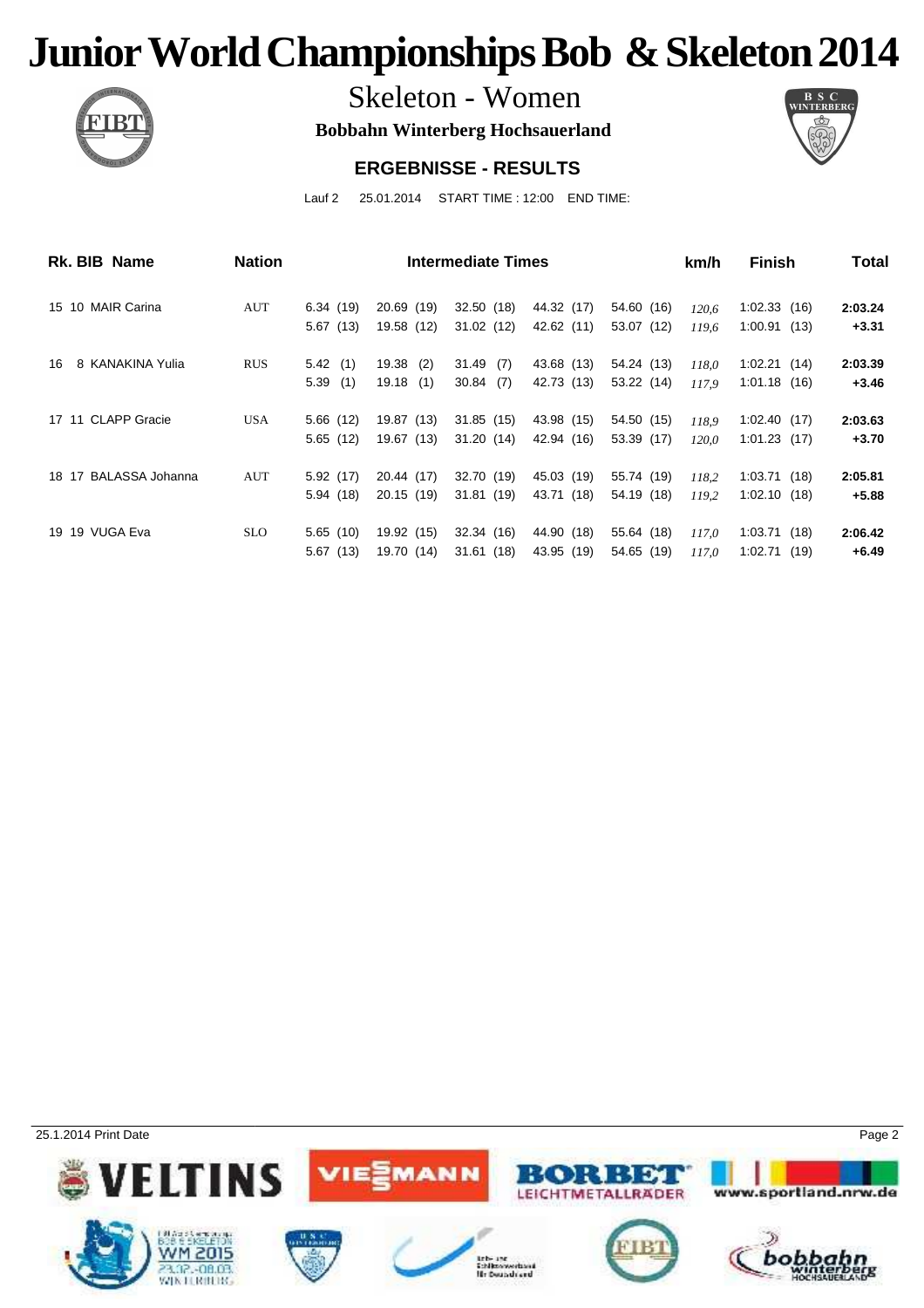# Junior World Championships Bob & Skeleton 2014

## Skeleton - Women

**Bobbahn Winterberg Hochsauerland**

### ERGEBNISSE - RESULTS

Lauf 2 25.01.2014 START TIME : 12:00 END TIME:

| Rk. | BIB | Name | Nation | Intermediate Times | | | | | km/h | Finish | Total |
|---|---|---|---|---|---|---|---|---|---|---|---|
| 15 | 10 | MAIR Carina | AUT | 6.34 (19) | 20.69 (19) | 32.50 (18) | 44.32 (17) | 54.60 (16) | *120,6* | 1:02.33 (16) | **2:03.24** |
| | | | | 5.67 (13) | 19.58 (12) | 31.02 (12) | 42.62 (11) | 53.07 (12) | *119,6* | 1:00.91 (13) | **+3.31** |
| 16 | 8 | KANAKINA Yulia | RUS | 5.42 (1) | 19.38 (2) | 31.49 (7) | 43.68 (13) | 54.24 (13) | *118,0* | 1:02.21 (14) | **2:03.39** |
| | | | | 5.39 (1) | 19.18 (1) | 30.84 (7) | 42.73 (13) | 53.22 (14) | *117,9* | 1:01.18 (16) | **+3.46** |
| 17 | 11 | CLAPP Gracie | USA | 5.66 (12) | 19.87 (13) | 31.85 (15) | 43.98 (15) | 54.50 (15) | *118,9* | 1:02.40 (17) | **2:03.63** |
| | | | | 5.65 (12) | 19.67 (13) | 31.20 (14) | 42.94 (16) | 53.39 (17) | *120,0* | 1:01.23 (17) | **+3.70** |
| 18 | 17 | BALASSA Johanna | AUT | 5.92 (17) | 20.44 (17) | 32.70 (19) | 45.03 (19) | 55.74 (19) | *118,2* | 1:03.71 (18) | **2:05.81** |
| | | | | 5.94 (18) | 20.15 (19) | 31.81 (19) | 43.71 (18) | 54.19 (18) | *119,2* | 1:02.10 (18) | **+5.88** |
| 19 | 19 | VUGA Eva | SLO | 5.65 (10) | 19.92 (15) | 32.34 (16) | 44.90 (18) | 55.64 (18) | *117,0* | 1:03.71 (18) | **2:06.42** |
| | | | | 5.67 (13) | 19.70 (14) | 31.61 (18) | 43.95 (19) | 54.65 (19) | *117,0* | 1:02.71 (19) | **+6.49** |

25.1.2014 Print Date